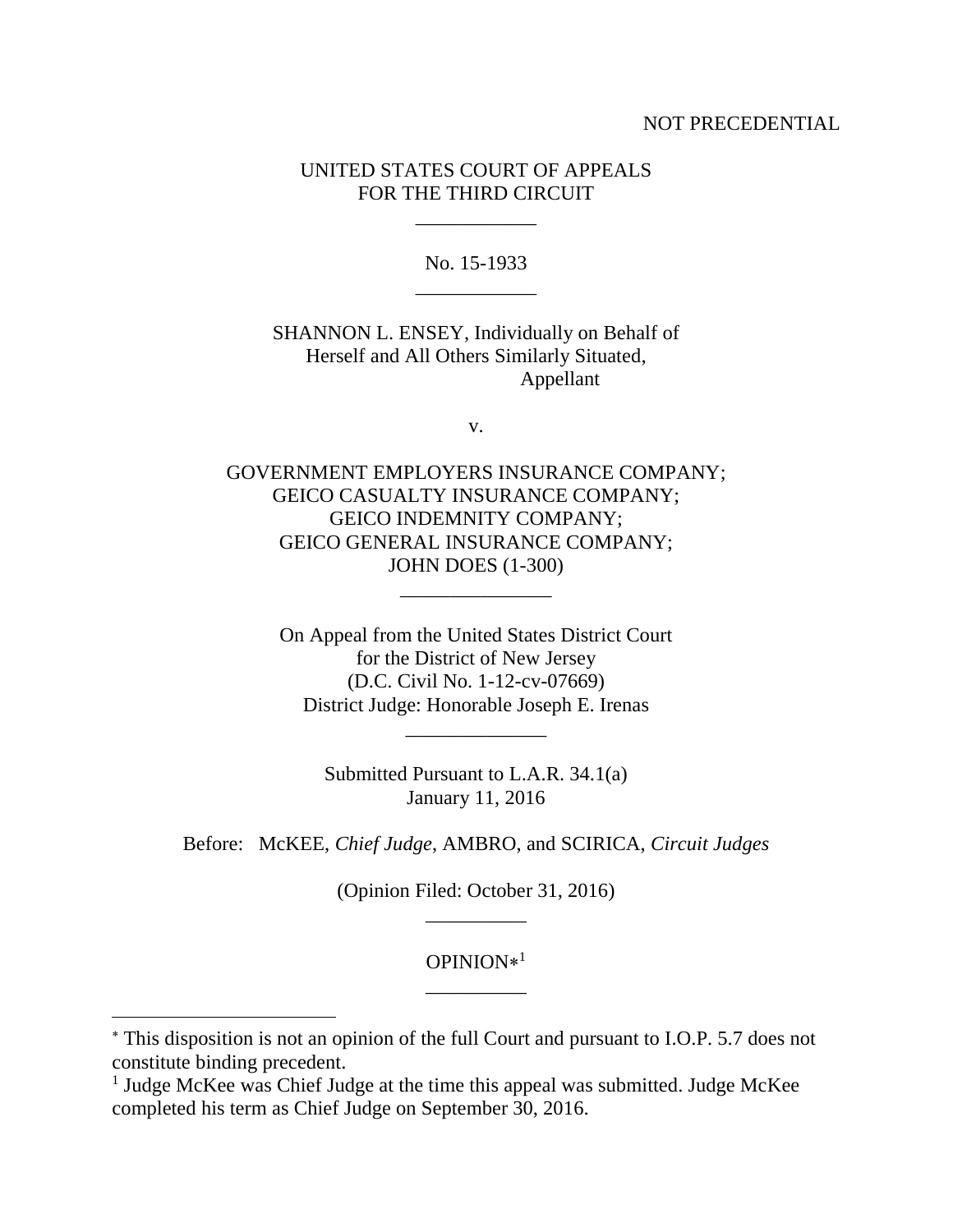NOT PRECEDENTIAL

UNITED STATES COURT OF APPEALS
FOR THE THIRD CIRCUIT

---

No. 15-1933

---

SHANNON L. ENSEY, Individually on Behalf of Herself and All Others Similarly Situated,
Appellant

v.

GOVERNMENT EMPLOYERS INSURANCE COMPANY;
GEICO CASUALTY INSURANCE COMPANY;
GEICO INDEMNITY COMPANY;
GEICO GENERAL INSURANCE COMPANY;
JOHN DOES (1-300)

---

On Appeal from the United States District Court
for the District of New Jersey
(D.C. Civil No. 1-12-cv-07669)
District Judge: Honorable Joseph E. Irenas

---

Submitted Pursuant to L.A.R. 34.1(a)
January 11, 2016

Before: McKEE, *Chief Judge*, AMBRO, and SCIRICA, *Circuit Judges*

(Opinion Filed: October 31, 2016)

---

OPINION*[1]

---

* This disposition is not an opinion of the full Court and pursuant to I.O.P. 5.7 does not constitute binding precedent.

[1] Judge McKee was Chief Judge at the time this appeal was submitted. Judge McKee completed his term as Chief Judge on September 30, 2016.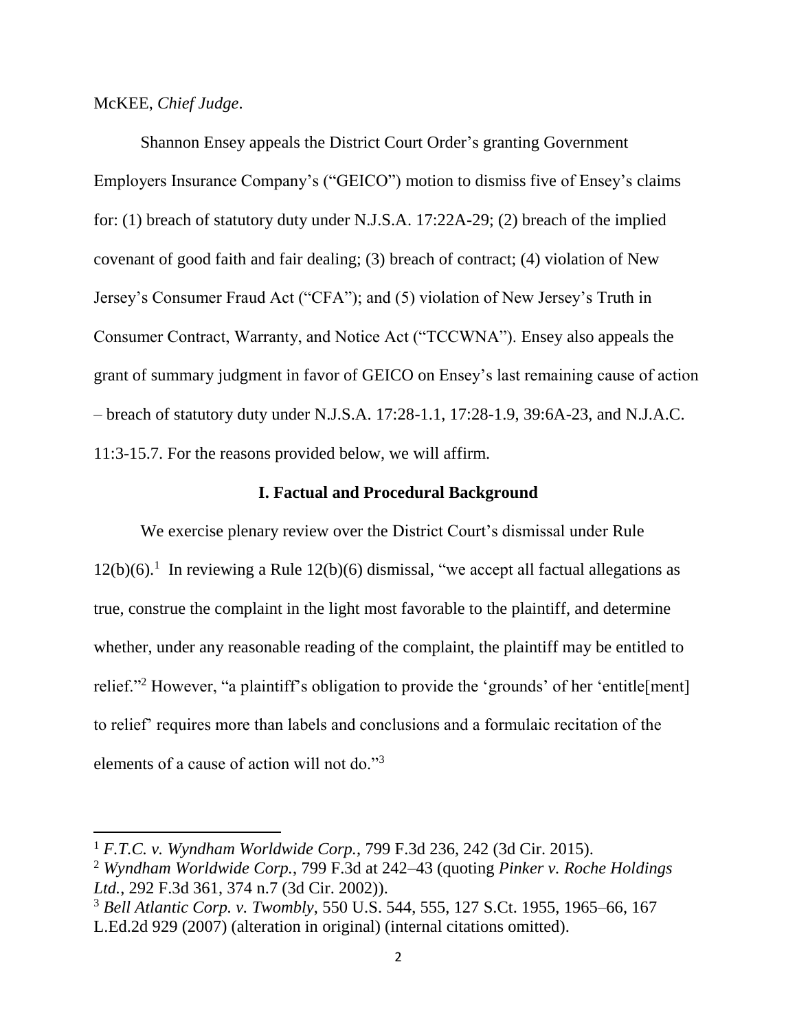McKEE, *Chief Judge*.

Shannon Ensey appeals the District Court Order's granting Government Employers Insurance Company's ("GEICO") motion to dismiss five of Ensey's claims for: (1) breach of statutory duty under N.J.S.A. 17:22A-29; (2) breach of the implied covenant of good faith and fair dealing; (3) breach of contract; (4) violation of New Jersey's Consumer Fraud Act ("CFA"); and (5) violation of New Jersey's Truth in Consumer Contract, Warranty, and Notice Act ("TCCWNA"). Ensey also appeals the grant of summary judgment in favor of GEICO on Ensey's last remaining cause of action – breach of statutory duty under N.J.S.A. 17:28-1.1, 17:28-1.9, 39:6A-23, and N.J.A.C. 11:3-15.7. For the reasons provided below, we will affirm.

## I. Factual and Procedural Background

We exercise plenary review over the District Court's dismissal under Rule 12(b)(6).[1] In reviewing a Rule 12(b)(6) dismissal, "we accept all factual allegations as true, construe the complaint in the light most favorable to the plaintiff, and determine whether, under any reasonable reading of the complaint, the plaintiff may be entitled to relief."[2] However, "a plaintiff's obligation to provide the 'grounds' of her 'entitle[ment] to relief' requires more than labels and conclusions and a formulaic recitation of the elements of a cause of action will not do."[3]

---

[1] *F.T.C. v. Wyndham Worldwide Corp.*, 799 F.3d 236, 242 (3d Cir. 2015).

[2] *Wyndham Worldwide Corp.*, 799 F.3d at 242–43 (quoting *Pinker v. Roche Holdings Ltd.*, 292 F.3d 361, 374 n.7 (3d Cir. 2002)).

[3] *Bell Atlantic Corp. v. Twombly*, 550 U.S. 544, 555, 127 S.Ct. 1955, 1965–66, 167 L.Ed.2d 929 (2007) (alteration in original) (internal citations omitted).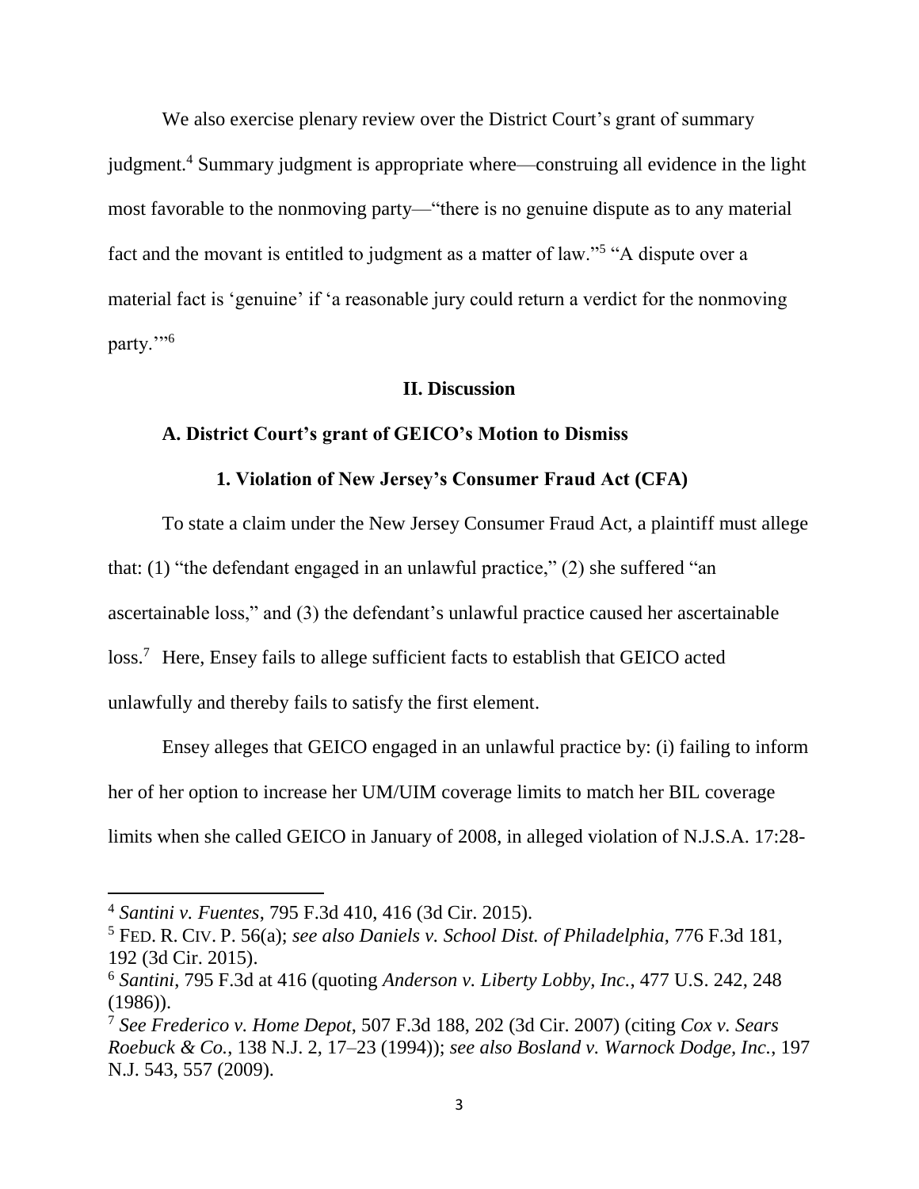We also exercise plenary review over the District Court's grant of summary judgment.[4] Summary judgment is appropriate where—construing all evidence in the light most favorable to the nonmoving party—"there is no genuine dispute as to any material fact and the movant is entitled to judgment as a matter of law."[5] "A dispute over a material fact is 'genuine' if 'a reasonable jury could return a verdict for the nonmoving party.'"[6]

## II. Discussion

### A. District Court's grant of GEICO's Motion to Dismiss

#### 1. Violation of New Jersey's Consumer Fraud Act (CFA)

To state a claim under the New Jersey Consumer Fraud Act, a plaintiff must allege that: (1) "the defendant engaged in an unlawful practice," (2) she suffered "an ascertainable loss," and (3) the defendant's unlawful practice caused her ascertainable loss.[7] Here, Ensey fails to allege sufficient facts to establish that GEICO acted unlawfully and thereby fails to satisfy the first element.

Ensey alleges that GEICO engaged in an unlawful practice by: (i) failing to inform her of her option to increase her UM/UIM coverage limits to match her BIL coverage limits when she called GEICO in January of 2008, in alleged violation of N.J.S.A. 17:28-

---

[4] *Santini v. Fuentes*, 795 F.3d 410, 416 (3d Cir. 2015).

[5] FED. R. CIV. P. 56(a); *see also Daniels v. School Dist. of Philadelphia*, 776 F.3d 181, 192 (3d Cir. 2015).

[6] *Santini*, 795 F.3d at 416 (quoting *Anderson v. Liberty Lobby, Inc.*, 477 U.S. 242, 248 (1986)).

[7] *See Frederico v. Home Depot*, 507 F.3d 188, 202 (3d Cir. 2007) (citing *Cox v. Sears Roebuck & Co.*, 138 N.J. 2, 17–23 (1994)); *see also Bosland v. Warnock Dodge, Inc.*, 197 N.J. 543, 557 (2009).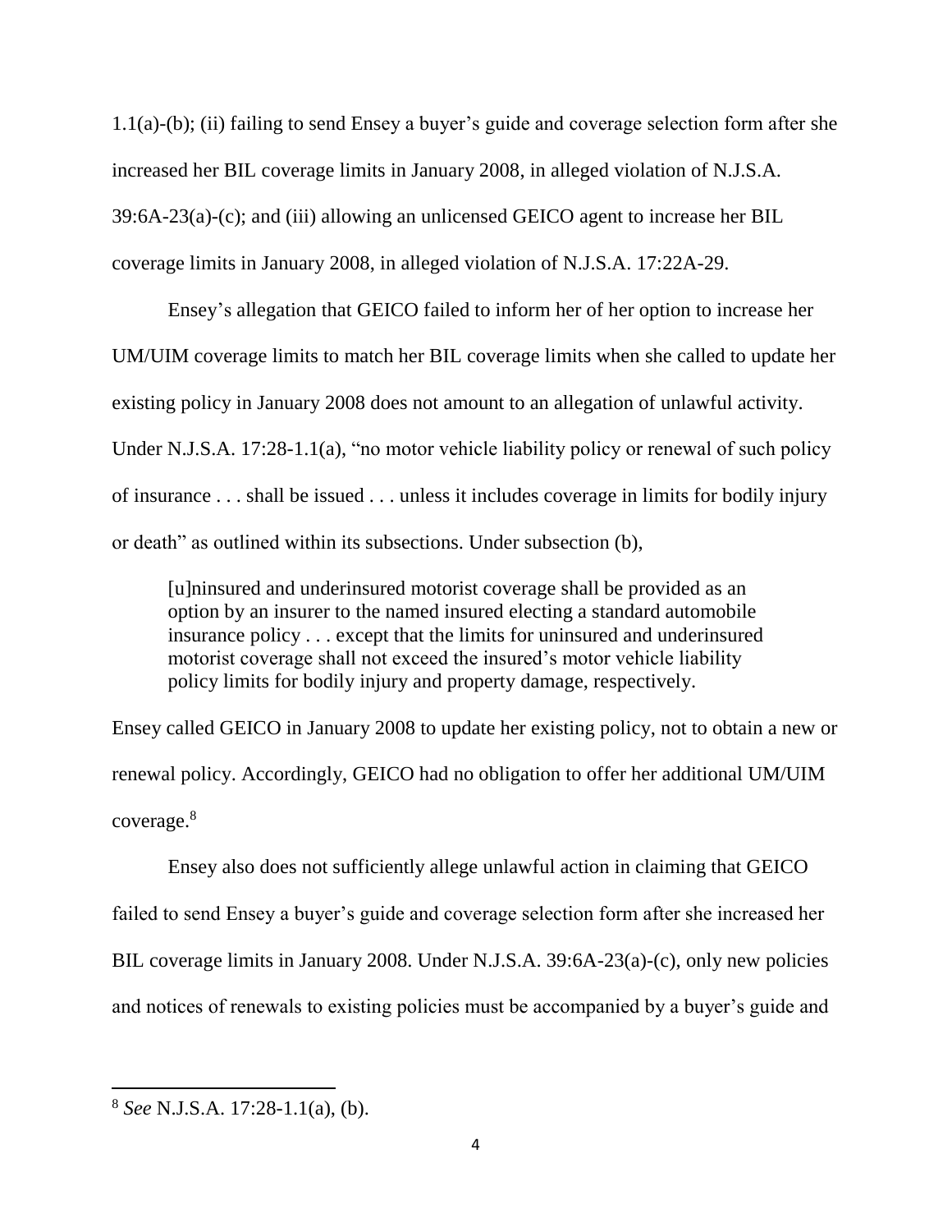1.1(a)-(b); (ii) failing to send Ensey a buyer's guide and coverage selection form after she increased her BIL coverage limits in January 2008, in alleged violation of N.J.S.A. 39:6A-23(a)-(c); and (iii) allowing an unlicensed GEICO agent to increase her BIL coverage limits in January 2008, in alleged violation of N.J.S.A. 17:22A-29.

Ensey's allegation that GEICO failed to inform her of her option to increase her UM/UIM coverage limits to match her BIL coverage limits when she called to update her existing policy in January 2008 does not amount to an allegation of unlawful activity. Under N.J.S.A. 17:28-1.1(a), "no motor vehicle liability policy or renewal of such policy of insurance . . . shall be issued . . . unless it includes coverage in limits for bodily injury or death" as outlined within its subsections. Under subsection (b),

> [u]ninsured and underinsured motorist coverage shall be provided as an option by an insurer to the named insured electing a standard automobile insurance policy . . . except that the limits for uninsured and underinsured motorist coverage shall not exceed the insured's motor vehicle liability policy limits for bodily injury and property damage, respectively.

Ensey called GEICO in January 2008 to update her existing policy, not to obtain a new or renewal policy. Accordingly, GEICO had no obligation to offer her additional UM/UIM coverage.[8]

Ensey also does not sufficiently allege unlawful action in claiming that GEICO failed to send Ensey a buyer's guide and coverage selection form after she increased her BIL coverage limits in January 2008. Under N.J.S.A. 39:6A-23(a)-(c), only new policies and notices of renewals to existing policies must be accompanied by a buyer's guide and

---

[8] *See* N.J.S.A. 17:28-1.1(a), (b).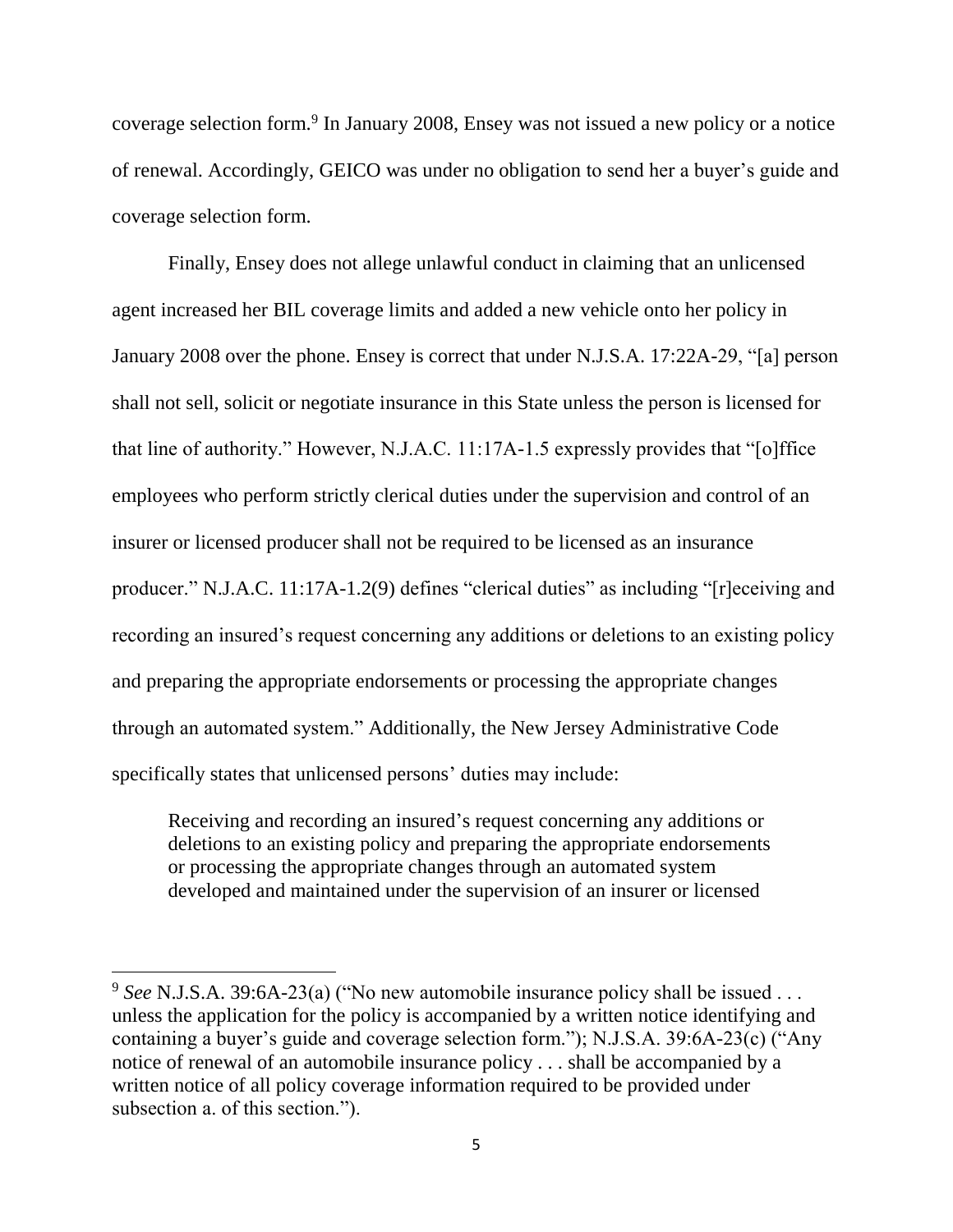coverage selection form.[9] In January 2008, Ensey was not issued a new policy or a notice of renewal. Accordingly, GEICO was under no obligation to send her a buyer's guide and coverage selection form.

Finally, Ensey does not allege unlawful conduct in claiming that an unlicensed agent increased her BIL coverage limits and added a new vehicle onto her policy in January 2008 over the phone. Ensey is correct that under N.J.S.A. 17:22A-29, "[a] person shall not sell, solicit or negotiate insurance in this State unless the person is licensed for that line of authority." However, N.J.A.C. 11:17A-1.5 expressly provides that "[o]ffice employees who perform strictly clerical duties under the supervision and control of an insurer or licensed producer shall not be required to be licensed as an insurance producer." N.J.A.C. 11:17A-1.2(9) defines "clerical duties" as including "[r]eceiving and recording an insured's request concerning any additions or deletions to an existing policy and preparing the appropriate endorsements or processing the appropriate changes through an automated system." Additionally, the New Jersey Administrative Code specifically states that unlicensed persons' duties may include:

> Receiving and recording an insured's request concerning any additions or deletions to an existing policy and preparing the appropriate endorsements or processing the appropriate changes through an automated system developed and maintained under the supervision of an insurer or licensed

---

[9] *See* N.J.S.A. 39:6A-23(a) ("No new automobile insurance policy shall be issued . . . unless the application for the policy is accompanied by a written notice identifying and containing a buyer's guide and coverage selection form."); N.J.S.A. 39:6A-23(c) ("Any notice of renewal of an automobile insurance policy . . . shall be accompanied by a written notice of all policy coverage information required to be provided under subsection a. of this section.").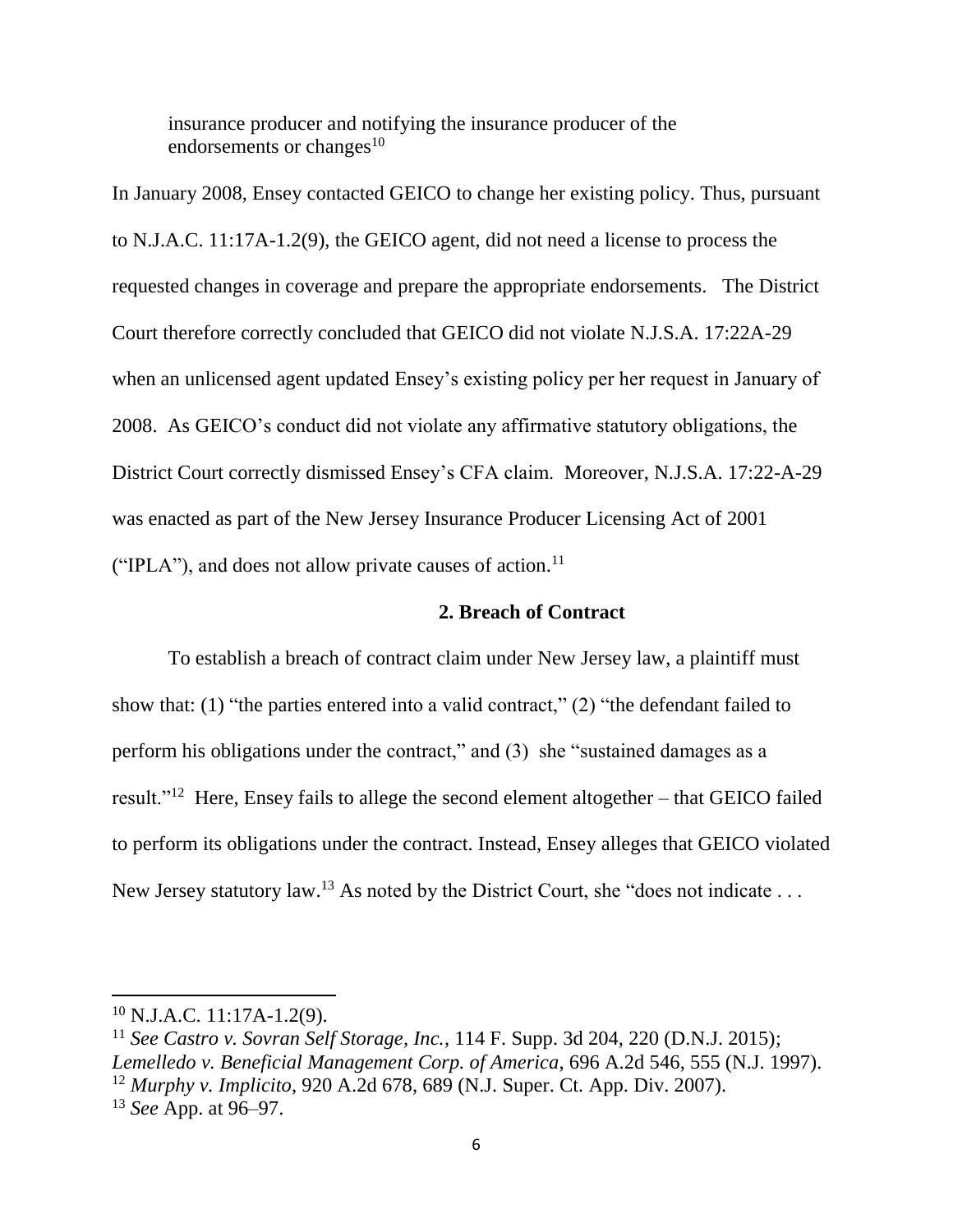> insurance producer and notifying the insurance producer of the endorsements or changes[10]

In January 2008, Ensey contacted GEICO to change her existing policy. Thus, pursuant to N.J.A.C. 11:17A-1.2(9), the GEICO agent, did not need a license to process the requested changes in coverage and prepare the appropriate endorsements. The District Court therefore correctly concluded that GEICO did not violate N.J.S.A. 17:22A-29 when an unlicensed agent updated Ensey's existing policy per her request in January of 2008. As GEICO's conduct did not violate any affirmative statutory obligations, the District Court correctly dismissed Ensey's CFA claim. Moreover, N.J.S.A. 17:22-A-29 was enacted as part of the New Jersey Insurance Producer Licensing Act of 2001 ("IPLA"), and does not allow private causes of action.[11]

**2. Breach of Contract**

To establish a breach of contract claim under New Jersey law, a plaintiff must show that: (1) "the parties entered into a valid contract," (2) "the defendant failed to perform his obligations under the contract," and (3) she "sustained damages as a result."[12] Here, Ensey fails to allege the second element altogether – that GEICO failed to perform its obligations under the contract. Instead, Ensey alleges that GEICO violated New Jersey statutory law.[13] As noted by the District Court, she "does not indicate . . .

---

[10] N.J.A.C. 11:17A-1.2(9).

[11] *See Castro v. Sovran Self Storage, Inc.*, 114 F. Supp. 3d 204, 220 (D.N.J. 2015); *Lemelledo v. Beneficial Management Corp. of America*, 696 A.2d 546, 555 (N.J. 1997).

[12] *Murphy v. Implicito*, 920 A.2d 678, 689 (N.J. Super. Ct. App. Div. 2007).

[13] *See* App. at 96–97.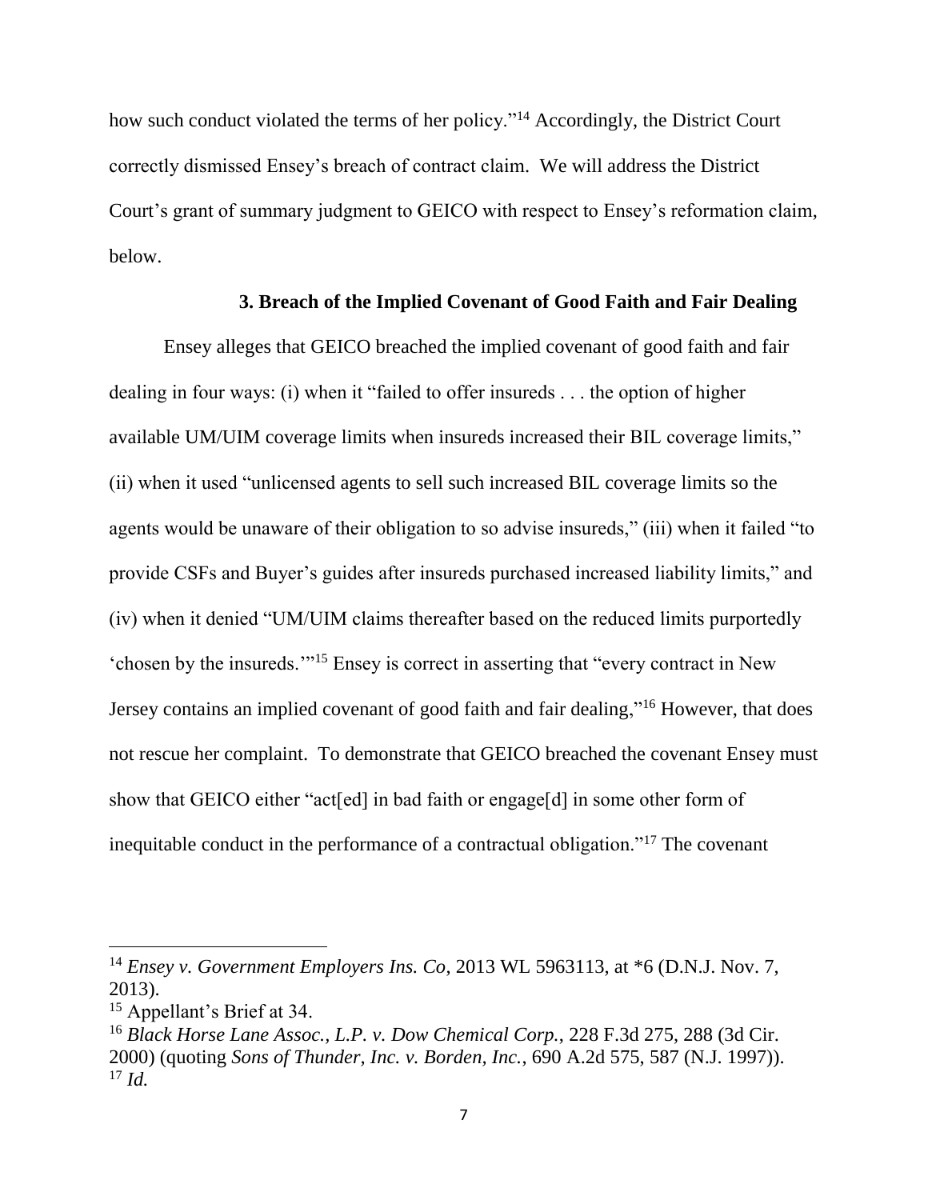how such conduct violated the terms of her policy."[14] Accordingly, the District Court correctly dismissed Ensey's breach of contract claim. We will address the District Court's grant of summary judgment to GEICO with respect to Ensey's reformation claim, below.

### 3. Breach of the Implied Covenant of Good Faith and Fair Dealing

Ensey alleges that GEICO breached the implied covenant of good faith and fair dealing in four ways: (i) when it "failed to offer insureds . . . the option of higher available UM/UIM coverage limits when insureds increased their BIL coverage limits," (ii) when it used "unlicensed agents to sell such increased BIL coverage limits so the agents would be unaware of their obligation to so advise insureds," (iii) when it failed "to provide CSFs and Buyer's guides after insureds purchased increased liability limits," and (iv) when it denied "UM/UIM claims thereafter based on the reduced limits purportedly 'chosen by the insureds.'"[15] Ensey is correct in asserting that "every contract in New Jersey contains an implied covenant of good faith and fair dealing,"[16] However, that does not rescue her complaint. To demonstrate that GEICO breached the covenant Ensey must show that GEICO either "act[ed] in bad faith or engage[d] in some other form of inequitable conduct in the performance of a contractual obligation."[17] The covenant

---

[14] *Ensey v. Government Employers Ins. Co*, 2013 WL 5963113, at *6 (D.N.J. Nov. 7, 2013).

[15] Appellant's Brief at 34.

[16] *Black Horse Lane Assoc., L.P. v. Dow Chemical Corp.*, 228 F.3d 275, 288 (3d Cir. 2000) (quoting *Sons of Thunder, Inc. v. Borden, Inc.*, 690 A.2d 575, 587 (N.J. 1997)).

[17] *Id.*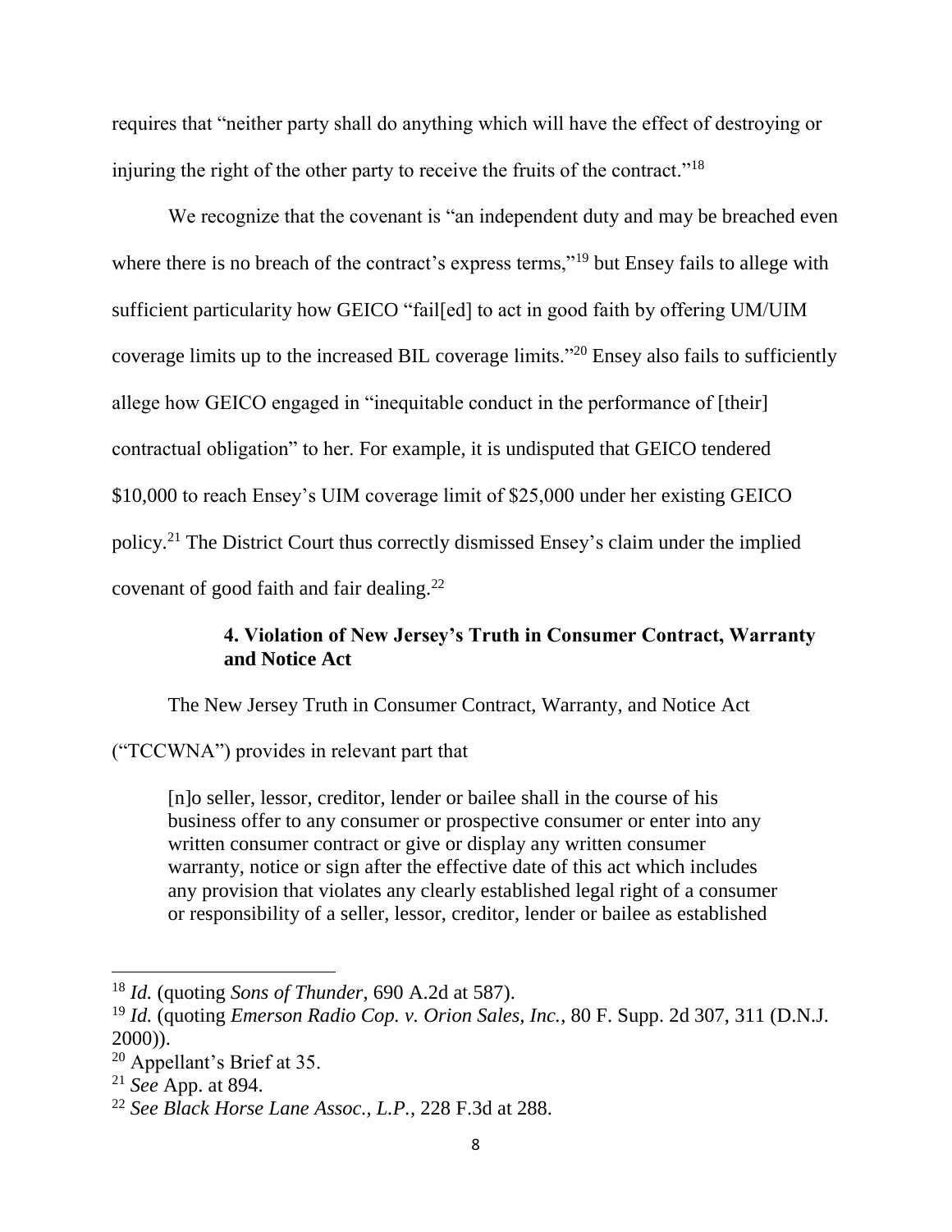requires that "neither party shall do anything which will have the effect of destroying or injuring the right of the other party to receive the fruits of the contract."[18]

We recognize that the covenant is "an independent duty and may be breached even where there is no breach of the contract's express terms,"[19] but Ensey fails to allege with sufficient particularity how GEICO "fail[ed] to act in good faith by offering UM/UIM coverage limits up to the increased BIL coverage limits."[20] Ensey also fails to sufficiently allege how GEICO engaged in "inequitable conduct in the performance of [their] contractual obligation" to her. For example, it is undisputed that GEICO tendered $10,000 to reach Ensey's UIM coverage limit of $25,000 under her existing GEICO policy.[21] The District Court thus correctly dismissed Ensey's claim under the implied covenant of good faith and fair dealing.[22]

### 4. Violation of New Jersey's Truth in Consumer Contract, Warranty and Notice Act

The New Jersey Truth in Consumer Contract, Warranty, and Notice Act ("TCCWNA") provides in relevant part that

> [n]o seller, lessor, creditor, lender or bailee shall in the course of his business offer to any consumer or prospective consumer or enter into any written consumer contract or give or display any written consumer warranty, notice or sign after the effective date of this act which includes any provision that violates any clearly established legal right of a consumer or responsibility of a seller, lessor, creditor, lender or bailee as established

---

[18] *Id.* (quoting *Sons of Thunder*, 690 A.2d at 587).

[19] *Id.* (quoting *Emerson Radio Cop. v. Orion Sales, Inc.*, 80 F. Supp. 2d 307, 311 (D.N.J. 2000)).

[20] Appellant's Brief at 35.

[21] *See* App. at 894.

[22] *See Black Horse Lane Assoc., L.P.*, 228 F.3d at 288.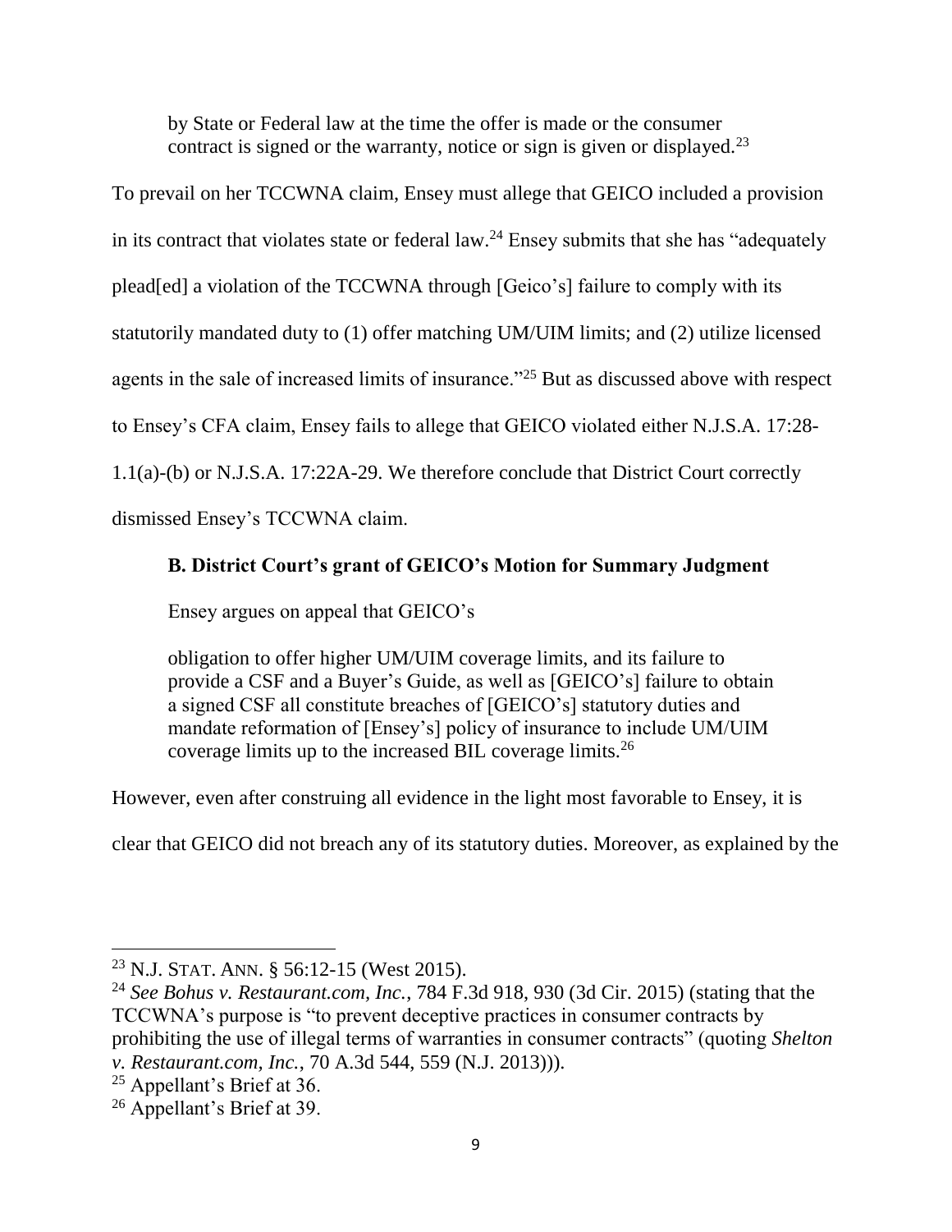> by State or Federal law at the time the offer is made or the consumer contract is signed or the warranty, notice or sign is given or displayed.[23]

To prevail on her TCCWNA claim, Ensey must allege that GEICO included a provision in its contract that violates state or federal law.[24] Ensey submits that she has "adequately plead[ed] a violation of the TCCWNA through [Geico's] failure to comply with its statutorily mandated duty to (1) offer matching UM/UIM limits; and (2) utilize licensed agents in the sale of increased limits of insurance."[25] But as discussed above with respect to Ensey's CFA claim, Ensey fails to allege that GEICO violated either N.J.S.A. 17:28-1.1(a)-(b) or N.J.S.A. 17:22A-29. We therefore conclude that District Court correctly dismissed Ensey's TCCWNA claim.

### B. District Court's grant of GEICO's Motion for Summary Judgment

Ensey argues on appeal that GEICO's

> obligation to offer higher UM/UIM coverage limits, and its failure to provide a CSF and a Buyer's Guide, as well as [GEICO's] failure to obtain a signed CSF all constitute breaches of [GEICO's] statutory duties and mandate reformation of [Ensey's] policy of insurance to include UM/UIM coverage limits up to the increased BIL coverage limits.[26]

However, even after construing all evidence in the light most favorable to Ensey, it is clear that GEICO did not breach any of its statutory duties. Moreover, as explained by the

---

[23] N.J. STAT. ANN. § 56:12-15 (West 2015).

[24] *See Bohus v. Restaurant.com, Inc.*, 784 F.3d 918, 930 (3d Cir. 2015) (stating that the TCCWNA's purpose is "to prevent deceptive practices in consumer contracts by prohibiting the use of illegal terms of warranties in consumer contracts" (quoting *Shelton v. Restaurant.com, Inc.*, 70 A.3d 544, 559 (N.J. 2013))).

[25] Appellant's Brief at 36.

[26] Appellant's Brief at 39.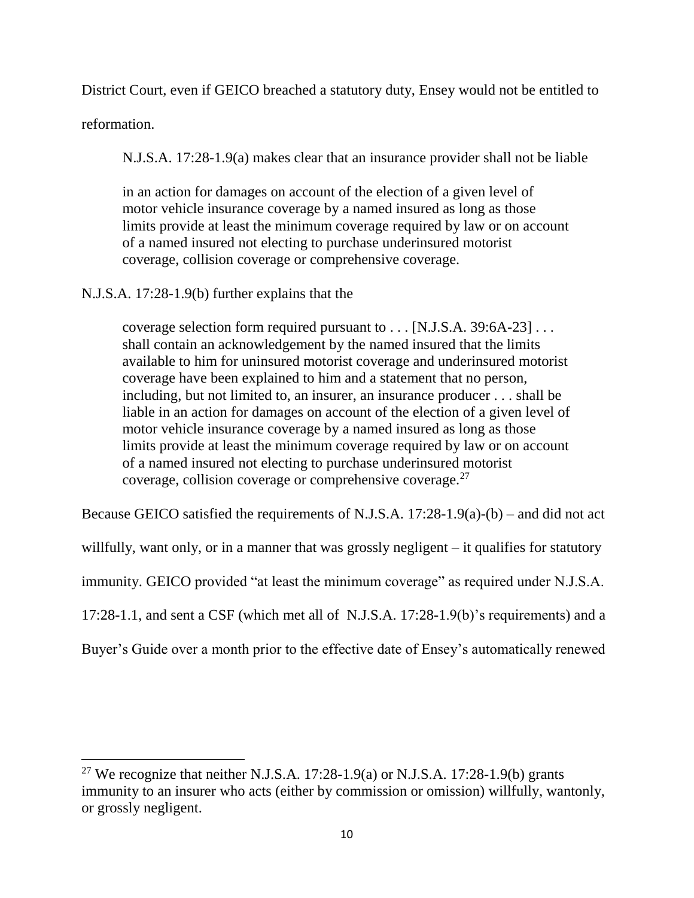District Court, even if GEICO breached a statutory duty, Ensey would not be entitled to reformation.

N.J.S.A. 17:28-1.9(a) makes clear that an insurance provider shall not be liable

> in an action for damages on account of the election of a given level of motor vehicle insurance coverage by a named insured as long as those limits provide at least the minimum coverage required by law or on account of a named insured not electing to purchase underinsured motorist coverage, collision coverage or comprehensive coverage.

N.J.S.A. 17:28-1.9(b) further explains that the

> coverage selection form required pursuant to . . . [N.J.S.A. 39:6A-23] . . . shall contain an acknowledgement by the named insured that the limits available to him for uninsured motorist coverage and underinsured motorist coverage have been explained to him and a statement that no person, including, but not limited to, an insurer, an insurance producer . . . shall be liable in an action for damages on account of the election of a given level of motor vehicle insurance coverage by a named insured as long as those limits provide at least the minimum coverage required by law or on account of a named insured not electing to purchase underinsured motorist coverage, collision coverage or comprehensive coverage.[27]

Because GEICO satisfied the requirements of N.J.S.A. 17:28-1.9(a)-(b) – and did not act willfully, want only, or in a manner that was grossly negligent – it qualifies for statutory immunity. GEICO provided "at least the minimum coverage" as required under N.J.S.A. 17:28-1.1, and sent a CSF (which met all of N.J.S.A. 17:28-1.9(b)'s requirements) and a Buyer's Guide over a month prior to the effective date of Ensey's automatically renewed

---

[27] We recognize that neither N.J.S.A. 17:28-1.9(a) or N.J.S.A. 17:28-1.9(b) grants immunity to an insurer who acts (either by commission or omission) willfully, wantonly, or grossly negligent.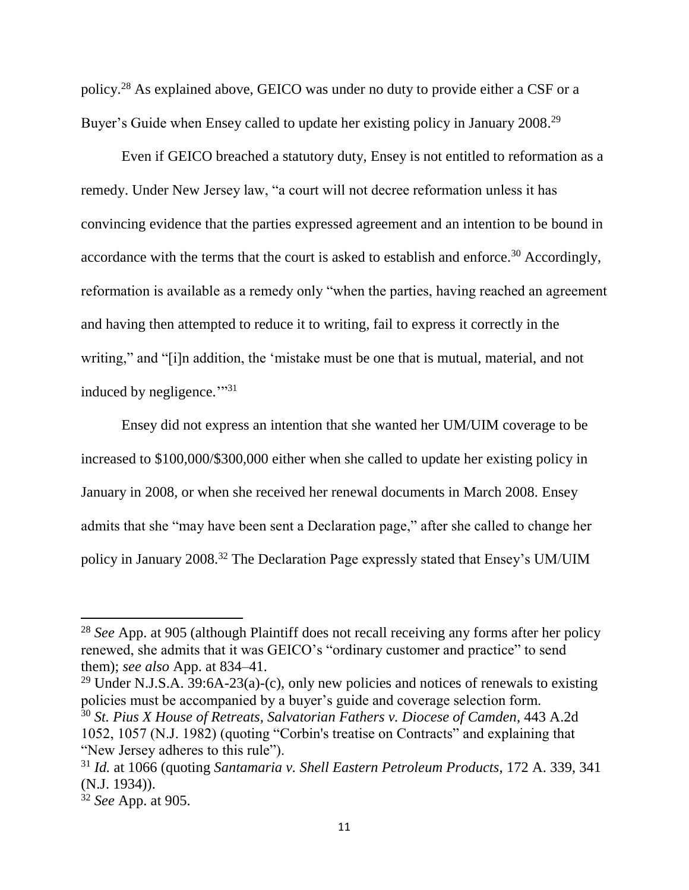policy.[28] As explained above, GEICO was under no duty to provide either a CSF or a Buyer's Guide when Ensey called to update her existing policy in January 2008.[29]

Even if GEICO breached a statutory duty, Ensey is not entitled to reformation as a remedy. Under New Jersey law, "a court will not decree reformation unless it has convincing evidence that the parties expressed agreement and an intention to be bound in accordance with the terms that the court is asked to establish and enforce.[30] Accordingly, reformation is available as a remedy only "when the parties, having reached an agreement and having then attempted to reduce it to writing, fail to express it correctly in the writing," and "[i]n addition, the 'mistake must be one that is mutual, material, and not induced by negligence.'"[31]

Ensey did not express an intention that she wanted her UM/UIM coverage to be increased to \$100,000/\$300,000 either when she called to update her existing policy in January in 2008, or when she received her renewal documents in March 2008. Ensey admits that she "may have been sent a Declaration page," after she called to change her policy in January 2008.[32] The Declaration Page expressly stated that Ensey's UM/UIM

---

[28] *See* App. at 905 (although Plaintiff does not recall receiving any forms after her policy renewed, she admits that it was GEICO's "ordinary customer and practice" to send them); *see also* App. at 834–41.

[29] Under N.J.S.A. 39:6A-23(a)-(c), only new policies and notices of renewals to existing policies must be accompanied by a buyer's guide and coverage selection form.

[30] *St. Pius X House of Retreats, Salvatorian Fathers v. Diocese of Camden*, 443 A.2d 1052, 1057 (N.J. 1982) (quoting "Corbin's treatise on Contracts" and explaining that "New Jersey adheres to this rule").

[31] *Id.* at 1066 (quoting *Santamaria v. Shell Eastern Petroleum Products*, 172 A. 339, 341 (N.J. 1934)).

[32] *See* App. at 905.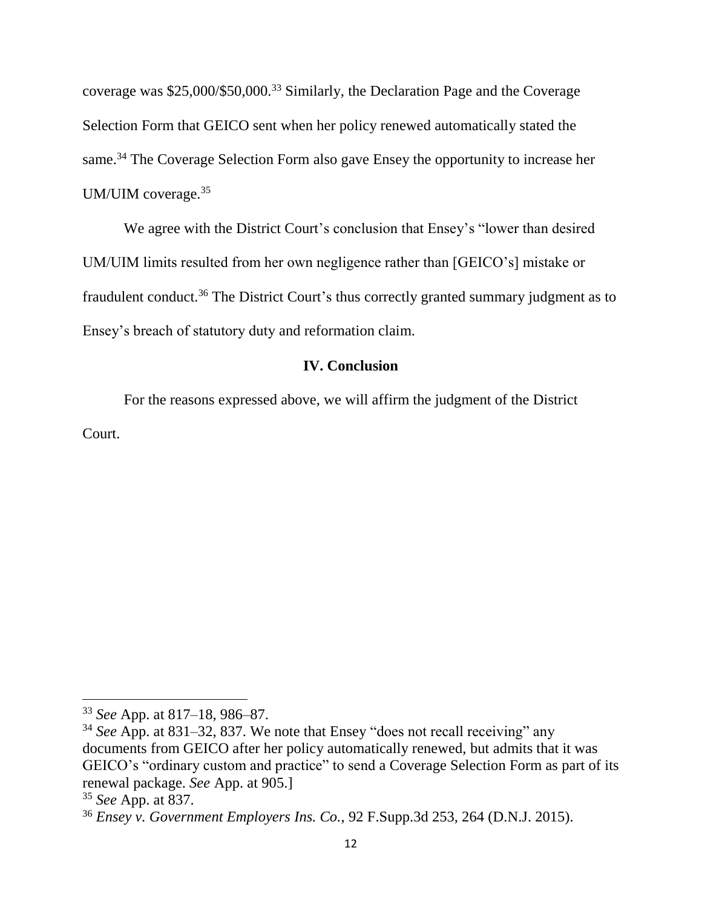coverage was \$25,000/\$50,000.[33] Similarly, the Declaration Page and the Coverage Selection Form that GEICO sent when her policy renewed automatically stated the same.[34] The Coverage Selection Form also gave Ensey the opportunity to increase her UM/UIM coverage.[35]

We agree with the District Court's conclusion that Ensey's "lower than desired UM/UIM limits resulted from her own negligence rather than [GEICO's] mistake or fraudulent conduct.[36] The District Court's thus correctly granted summary judgment as to Ensey's breach of statutory duty and reformation claim.

**IV. Conclusion**

For the reasons expressed above, we will affirm the judgment of the District Court.

---

[33] *See* App. at 817–18, 986–87.

[34] *See* App. at 831–32, 837. We note that Ensey "does not recall receiving" any documents from GEICO after her policy automatically renewed, but admits that it was GEICO's "ordinary custom and practice" to send a Coverage Selection Form as part of its renewal package. *See* App. at 905.]

[35] *See* App. at 837.

[36] *Ensey v. Government Employers Ins. Co.*, 92 F.Supp.3d 253, 264 (D.N.J. 2015).